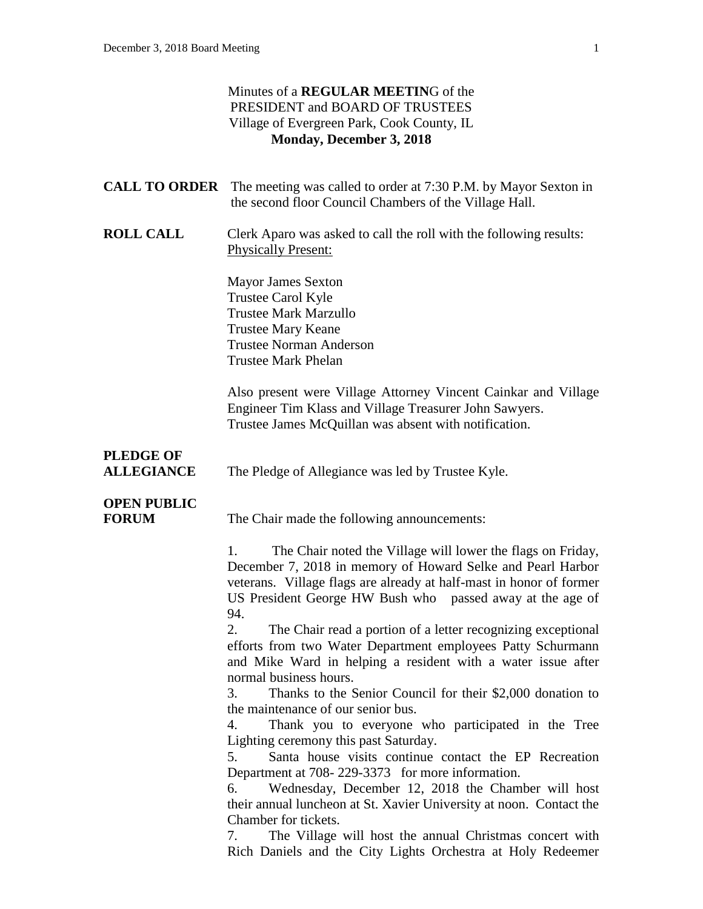Minutes of a **REGULAR MEETIN**G of the
PRESIDENT and BOARD OF TRUSTEES
Village of Evergreen Park, Cook County, IL
**Monday, December 3, 2018**

**CALL TO ORDER** The meeting was called to order at 7:30 P.M. by Mayor Sexton in the second floor Council Chambers of the Village Hall.

**ROLL CALL** Clerk Aparo was asked to call the roll with the following results: Physically Present:

Mayor James Sexton
Trustee Carol Kyle
Trustee Mark Marzullo
Trustee Mary Keane
Trustee Norman Anderson
Trustee Mark Phelan

Also present were Village Attorney Vincent Cainkar and Village Engineer Tim Klass and Village Treasurer John Sawyers.
Trustee James McQuillan was absent with notification.

**PLEDGE OF ALLEGIANCE** The Pledge of Allegiance was led by Trustee Kyle.

**OPEN PUBLIC FORUM** The Chair made the following announcements:

1. The Chair noted the Village will lower the flags on Friday, December 7, 2018 in memory of Howard Selke and Pearl Harbor veterans. Village flags are already at half-mast in honor of former US President George HW Bush who passed away at the age of 94.
2. The Chair read a portion of a letter recognizing exceptional efforts from two Water Department employees Patty Schurmann and Mike Ward in helping a resident with a water issue after normal business hours.
3. Thanks to the Senior Council for their $2,000 donation to the maintenance of our senior bus.
4. Thank you to everyone who participated in the Tree Lighting ceremony this past Saturday.
5. Santa house visits continue contact the EP Recreation Department at 708- 229-3373 for more information.
6. Wednesday, December 12, 2018 the Chamber will host their annual luncheon at St. Xavier University at noon. Contact the Chamber for tickets.
7. The Village will host the annual Christmas concert with Rich Daniels and the City Lights Orchestra at Holy Redeemer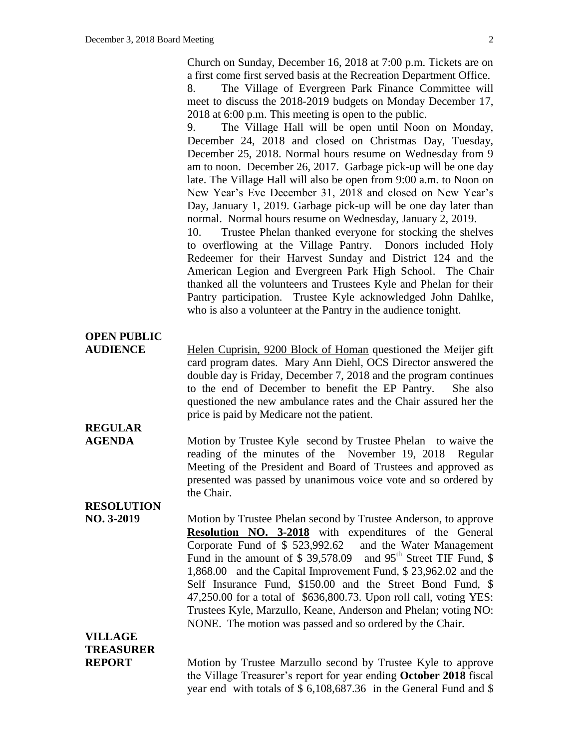Church on Sunday, December 16, 2018 at 7:00 p.m. Tickets are on a first come first served basis at the Recreation Department Office.

8. The Village of Evergreen Park Finance Committee will meet to discuss the 2018-2019 budgets on Monday December 17, 2018 at 6:00 p.m. This meeting is open to the public.

9. The Village Hall will be open until Noon on Monday, December 24, 2018 and closed on Christmas Day, Tuesday, December 25, 2018. Normal hours resume on Wednesday from 9 am to noon. December 26, 2017. Garbage pick-up will be one day late. The Village Hall will also be open from 9:00 a.m. to Noon on New Year's Eve December 31, 2018 and closed on New Year's Day, January 1, 2019. Garbage pick-up will be one day later than normal. Normal hours resume on Wednesday, January 2, 2019.

10. Trustee Phelan thanked everyone for stocking the shelves to overflowing at the Village Pantry. Donors included Holy Redeemer for their Harvest Sunday and District 124 and the American Legion and Evergreen Park High School. The Chair thanked all the volunteers and Trustees Kyle and Phelan for their Pantry participation. Trustee Kyle acknowledged John Dahlke, who is also a volunteer at the Pantry in the audience tonight.

**OPEN PUBLIC AUDIENCE**

Helen Cuprisin, 9200 Block of Homan questioned the Meijer gift card program dates. Mary Ann Diehl, OCS Director answered the double day is Friday, December 7, 2018 and the program continues to the end of December to benefit the EP Pantry. She also questioned the new ambulance rates and the Chair assured her the price is paid by Medicare not the patient.

**REGULAR AGENDA**

Motion by Trustee Kyle second by Trustee Phelan to waive the reading of the minutes of the November 19, 2018 Regular Meeting of the President and Board of Trustees and approved as presented was passed by unanimous voice vote and so ordered by the Chair.

**RESOLUTION NO. 3-2019**

Motion by Trustee Phelan second by Trustee Anderson, to approve **Resolution NO. 3-2018** with expenditures of the General Corporate Fund of $ 523,992.62 and the Water Management Fund in the amount of $ 39,578.09 and 95th Street TIF Fund, $ 1,868.00 and the Capital Improvement Fund, $ 23,962.02 and the Self Insurance Fund, $150.00 and the Street Bond Fund, $ 47,250.00 for a total of $636,800.73. Upon roll call, voting YES: Trustees Kyle, Marzullo, Keane, Anderson and Phelan; voting NO: NONE. The motion was passed and so ordered by the Chair.

**VILLAGE TREASURER REPORT**

Motion by Trustee Marzullo second by Trustee Kyle to approve the Village Treasurer's report for year ending **October 2018** fiscal year end with totals of $ 6,108,687.36 in the General Fund and $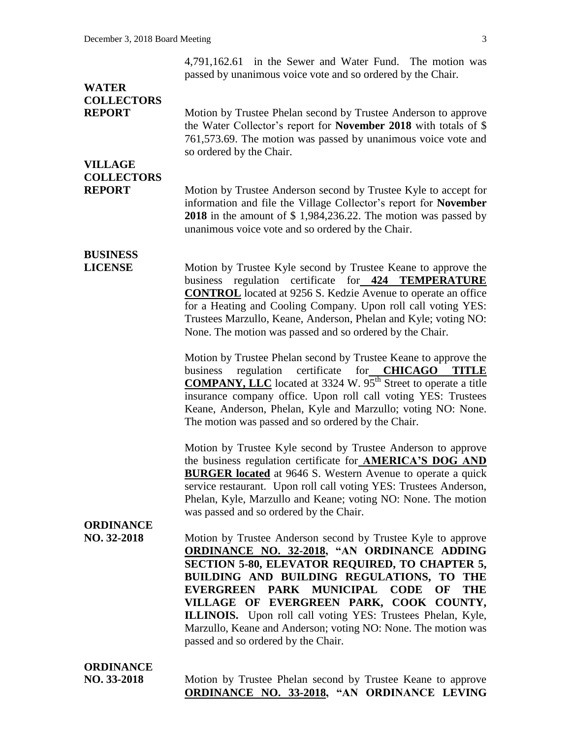4,791,162.61 in the Sewer and Water Fund. The motion was passed by unanimous voice vote and so ordered by the Chair.

**WATER COLLECTORS REPORT**

Motion by Trustee Phelan second by Trustee Anderson to approve the Water Collector's report for **November 2018** with totals of $ 761,573.69. The motion was passed by unanimous voice vote and so ordered by the Chair.

**VILLAGE COLLECTORS REPORT**

Motion by Trustee Anderson second by Trustee Kyle to accept for information and file the Village Collector's report for **November 2018** in the amount of $ 1,984,236.22. The motion was passed by unanimous voice vote and so ordered by the Chair.

**BUSINESS LICENSE**

Motion by Trustee Kyle second by Trustee Keane to approve the business regulation certificate for **424 TEMPERATURE CONTROL** located at 9256 S. Kedzie Avenue to operate an office for a Heating and Cooling Company. Upon roll call voting YES: Trustees Marzullo, Keane, Anderson, Phelan and Kyle; voting NO: None. The motion was passed and so ordered by the Chair.

Motion by Trustee Phelan second by Trustee Keane to approve the business regulation certificate for **CHICAGO TITLE COMPANY, LLC** located at 3324 W. 95th Street to operate a title insurance company office. Upon roll call voting YES: Trustees Keane, Anderson, Phelan, Kyle and Marzullo; voting NO: None. The motion was passed and so ordered by the Chair.

Motion by Trustee Kyle second by Trustee Anderson to approve the business regulation certificate for **AMERICA'S DOG AND BURGER located** at 9646 S. Western Avenue to operate a quick service restaurant. Upon roll call voting YES: Trustees Anderson, Phelan, Kyle, Marzullo and Keane; voting NO: None. The motion was passed and so ordered by the Chair.

**ORDINANCE NO. 32-2018**

Motion by Trustee Anderson second by Trustee Kyle to approve **ORDINANCE NO. 32-2018, "AN ORDINANCE ADDING SECTION 5-80, ELEVATOR REQUIRED, TO CHAPTER 5, BUILDING AND BUILDING REGULATIONS, TO THE EVERGREEN PARK MUNICIPAL CODE OF THE VILLAGE OF EVERGREEN PARK, COOK COUNTY, ILLINOIS.** Upon roll call voting YES: Trustees Phelan, Kyle, Marzullo, Keane and Anderson; voting NO: None. The motion was passed and so ordered by the Chair.

**ORDINANCE NO. 33-2018**

Motion by Trustee Phelan second by Trustee Keane to approve **ORDINANCE NO. 33-2018, "AN ORDINANCE LEVING**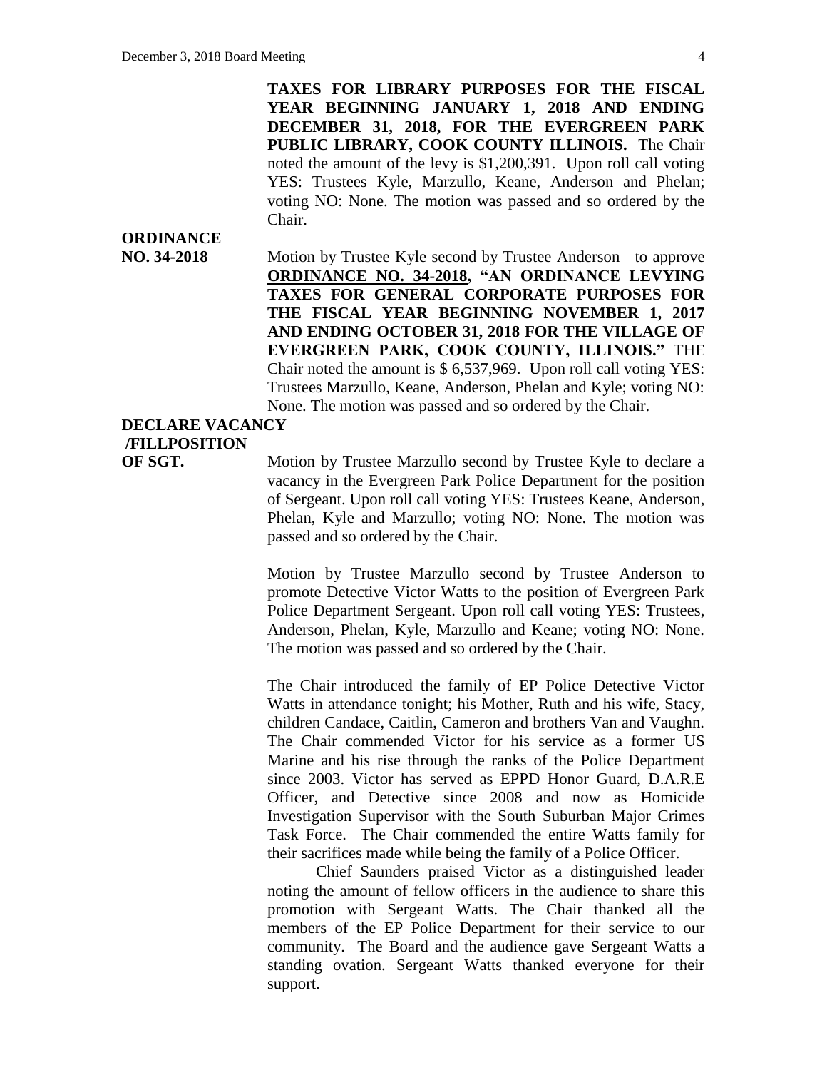**TAXES FOR LIBRARY PURPOSES FOR THE FISCAL YEAR BEGINNING JANUARY 1, 2018 AND ENDING DECEMBER 31, 2018, FOR THE EVERGREEN PARK PUBLIC LIBRARY, COOK COUNTY ILLINOIS.** The Chair noted the amount of the levy is $1,200,391. Upon roll call voting YES: Trustees Kyle, Marzullo, Keane, Anderson and Phelan; voting NO: None. The motion was passed and so ordered by the Chair.

**ORDINANCE NO. 34-2018**

Motion by Trustee Kyle second by Trustee Anderson to approve **ORDINANCE NO. 34-2018, "AN ORDINANCE LEVYING TAXES FOR GENERAL CORPORATE PURPOSES FOR THE FISCAL YEAR BEGINNING NOVEMBER 1, 2017 AND ENDING OCTOBER 31, 2018 FOR THE VILLAGE OF EVERGREEN PARK, COOK COUNTY, ILLINOIS."** THE Chair noted the amount is $ 6,537,969. Upon roll call voting YES: Trustees Marzullo, Keane, Anderson, Phelan and Kyle; voting NO: None. The motion was passed and so ordered by the Chair.

**DECLARE VACANCY /FILLPOSITION OF SGT.**

Motion by Trustee Marzullo second by Trustee Kyle to declare a vacancy in the Evergreen Park Police Department for the position of Sergeant. Upon roll call voting YES: Trustees Keane, Anderson, Phelan, Kyle and Marzullo; voting NO: None. The motion was passed and so ordered by the Chair.

Motion by Trustee Marzullo second by Trustee Anderson to promote Detective Victor Watts to the position of Evergreen Park Police Department Sergeant. Upon roll call voting YES: Trustees, Anderson, Phelan, Kyle, Marzullo and Keane; voting NO: None. The motion was passed and so ordered by the Chair.

The Chair introduced the family of EP Police Detective Victor Watts in attendance tonight; his Mother, Ruth and his wife, Stacy, children Candace, Caitlin, Cameron and brothers Van and Vaughn. The Chair commended Victor for his service as a former US Marine and his rise through the ranks of the Police Department since 2003. Victor has served as EPPD Honor Guard, D.A.R.E Officer, and Detective since 2008 and now as Homicide Investigation Supervisor with the South Suburban Major Crimes Task Force. The Chair commended the entire Watts family for their sacrifices made while being the family of a Police Officer.

Chief Saunders praised Victor as a distinguished leader noting the amount of fellow officers in the audience to share this promotion with Sergeant Watts. The Chair thanked all the members of the EP Police Department for their service to our community. The Board and the audience gave Sergeant Watts a standing ovation. Sergeant Watts thanked everyone for their support.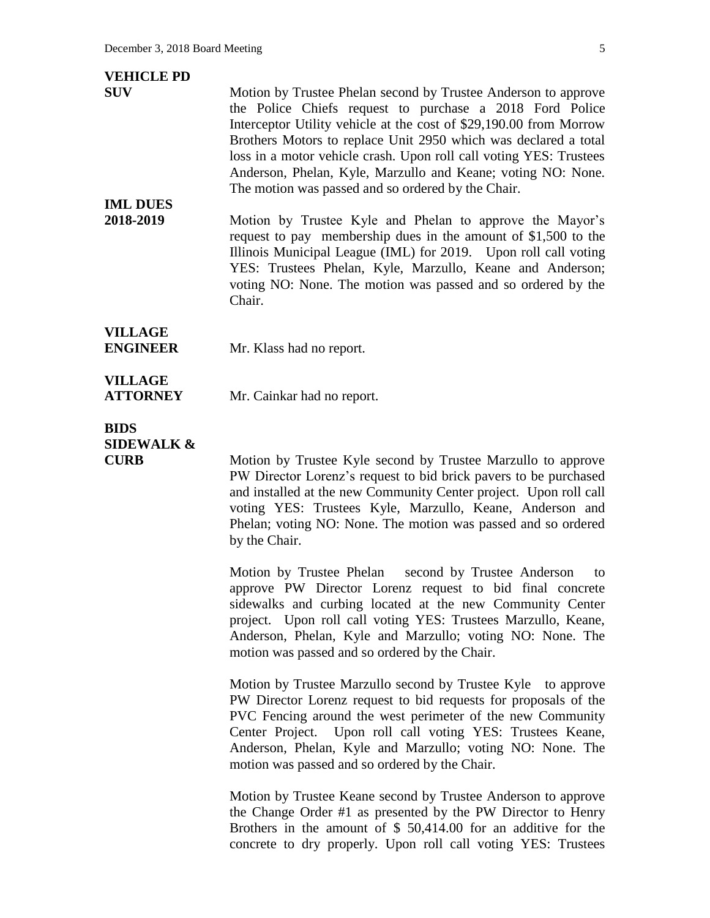**VEHICLE PD SUV**

Motion by Trustee Phelan second by Trustee Anderson to approve the Police Chiefs request to purchase a 2018 Ford Police Interceptor Utility vehicle at the cost of $29,190.00 from Morrow Brothers Motors to replace Unit 2950 which was declared a total loss in a motor vehicle crash. Upon roll call voting YES: Trustees Anderson, Phelan, Kyle, Marzullo and Keane; voting NO: None. The motion was passed and so ordered by the Chair.

**IML DUES 2018-2019**

Motion by Trustee Kyle and Phelan to approve the Mayor's request to pay membership dues in the amount of $1,500 to the Illinois Municipal League (IML) for 2019. Upon roll call voting YES: Trustees Phelan, Kyle, Marzullo, Keane and Anderson; voting NO: None. The motion was passed and so ordered by the Chair.

**VILLAGE ENGINEER**

Mr. Klass had no report.

**VILLAGE ATTORNEY**

Mr. Cainkar had no report.

**BIDS SIDEWALK & CURB**

Motion by Trustee Kyle second by Trustee Marzullo to approve PW Director Lorenz's request to bid brick pavers to be purchased and installed at the new Community Center project. Upon roll call voting YES: Trustees Kyle, Marzullo, Keane, Anderson and Phelan; voting NO: None. The motion was passed and so ordered by the Chair.

Motion by Trustee Phelan second by Trustee Anderson to approve PW Director Lorenz request to bid final concrete sidewalks and curbing located at the new Community Center project. Upon roll call voting YES: Trustees Marzullo, Keane, Anderson, Phelan, Kyle and Marzullo; voting NO: None. The motion was passed and so ordered by the Chair.

Motion by Trustee Marzullo second by Trustee Kyle to approve PW Director Lorenz request to bid requests for proposals of the PVC Fencing around the west perimeter of the new Community Center Project. Upon roll call voting YES: Trustees Keane, Anderson, Phelan, Kyle and Marzullo; voting NO: None. The motion was passed and so ordered by the Chair.

Motion by Trustee Keane second by Trustee Anderson to approve the Change Order #1 as presented by the PW Director to Henry Brothers in the amount of $ 50,414.00 for an additive for the concrete to dry properly. Upon roll call voting YES: Trustees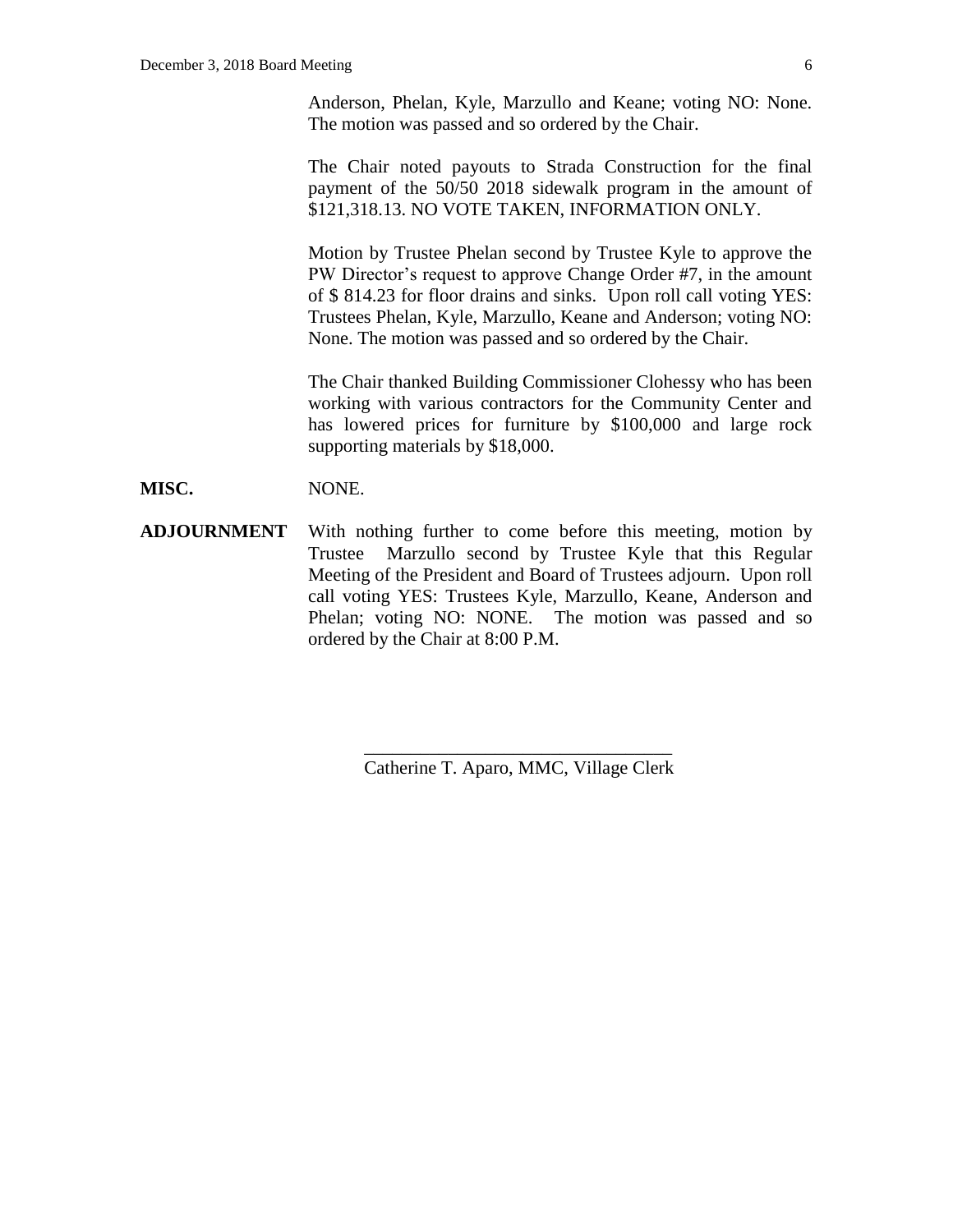Anderson, Phelan, Kyle, Marzullo and Keane; voting NO: None. The motion was passed and so ordered by the Chair.

The Chair noted payouts to Strada Construction for the final payment of the 50/50 2018 sidewalk program in the amount of $121,318.13. NO VOTE TAKEN, INFORMATION ONLY.

Motion by Trustee Phelan second by Trustee Kyle to approve the PW Director's request to approve Change Order #7, in the amount of $ 814.23 for floor drains and sinks. Upon roll call voting YES: Trustees Phelan, Kyle, Marzullo, Keane and Anderson; voting NO: None. The motion was passed and so ordered by the Chair.

The Chair thanked Building Commissioner Clohessy who has been working with various contractors for the Community Center and has lowered prices for furniture by $100,000 and large rock supporting materials by $18,000.

**MISC.** NONE.

**ADJOURNMENT** With nothing further to come before this meeting, motion by Trustee Marzullo second by Trustee Kyle that this Regular Meeting of the President and Board of Trustees adjourn. Upon roll call voting YES: Trustees Kyle, Marzullo, Keane, Anderson and Phelan; voting NO: NONE. The motion was passed and so ordered by the Chair at 8:00 P.M.

\_\_\_\_\_\_\_\_\_\_\_\_\_\_\_\_\_\_\_\_\_\_\_\_\_\_\_\_\_\_\_\_

Catherine T. Aparo, MMC, Village Clerk